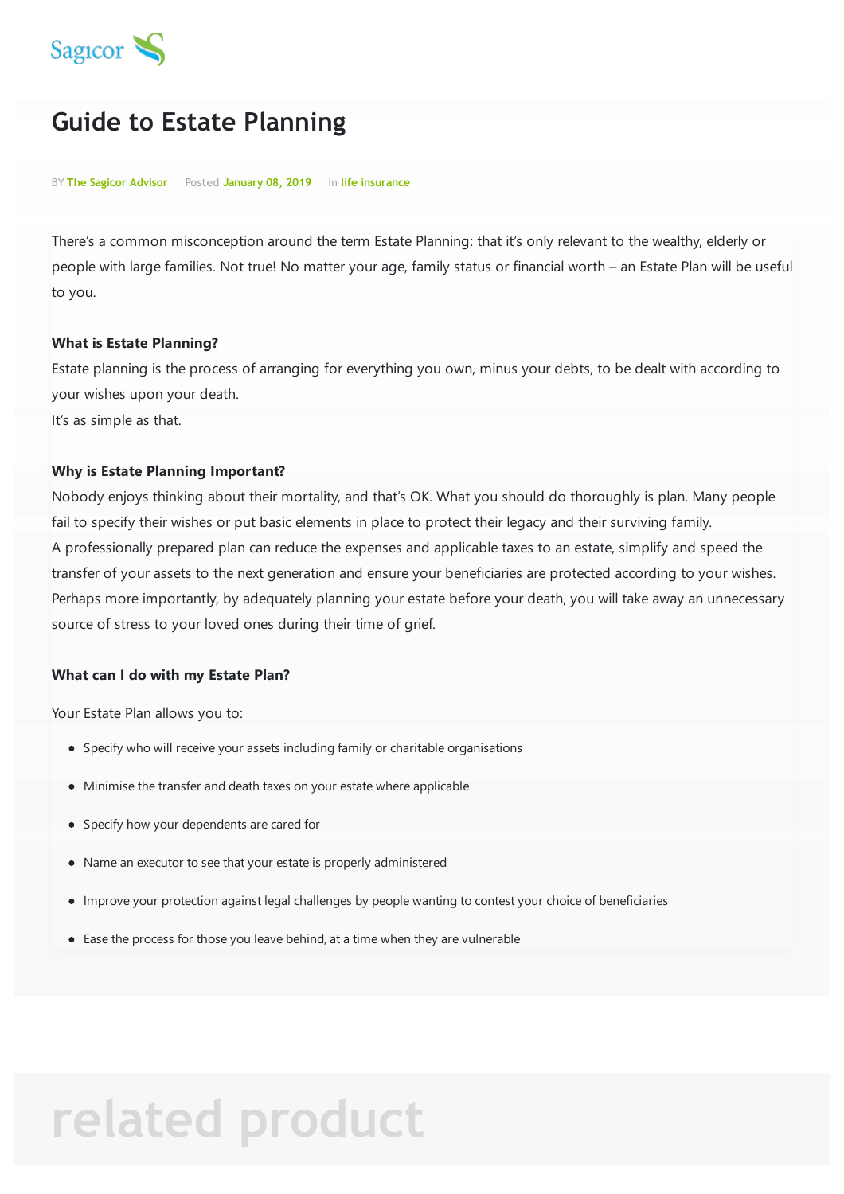Sagicor

# Guide to Estate Planning

BY The Sagicor Advisor Posted January 08, 2019 In life insurance

There's a common misconception around the term Estate Planning: that it's only relevant to the wealthy, elderly or people with large families. Not true! No matter your age, family status or financial worth – an Estate Plan will be useful to you.

**What is Estate Planning?**

Estate planning is the process of arranging for everything you own, minus your debts, to be dealt with according to your wishes upon your death.
It's as simple as that.

**Why is Estate Planning Important?**

Nobody enjoys thinking about their mortality, and that's OK. What you should do thoroughly is plan. Many people fail to specify their wishes or put basic elements in place to protect their legacy and their surviving family.
A professionally prepared plan can reduce the expenses and applicable taxes to an estate, simplify and speed the transfer of your assets to the next generation and ensure your beneficiaries are protected according to your wishes.
Perhaps more importantly, by adequately planning your estate before your death, you will take away an unnecessary source of stress to your loved ones during their time of grief.

**What can I do with my Estate Plan?**

Your Estate Plan allows you to:

- Specify who will receive your assets including family or charitable organisations
- Minimise the transfer and death taxes on your estate where applicable
- Specify how your dependents are cared for
- Name an executor to see that your estate is properly administered
- Improve your protection against legal challenges by people wanting to contest your choice of beneficiaries
- Ease the process for those you leave behind, at a time when they are vulnerable

## related product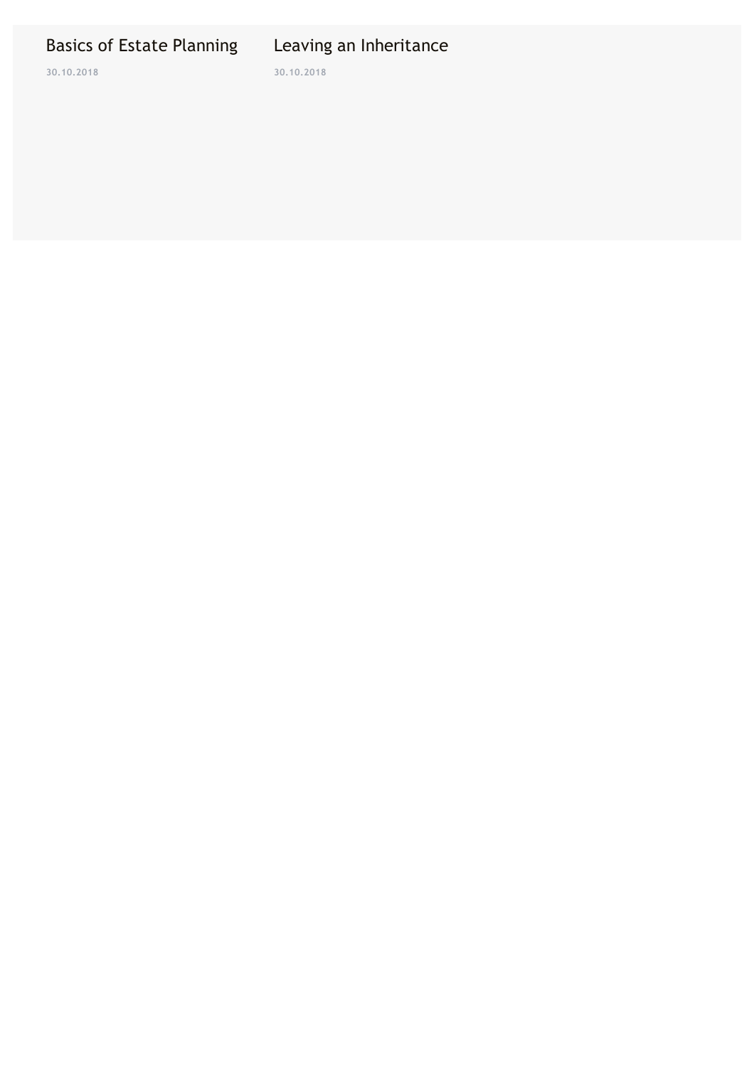Basics of Estate Planning

30.10.2018

Leaving an Inheritance

30.10.2018